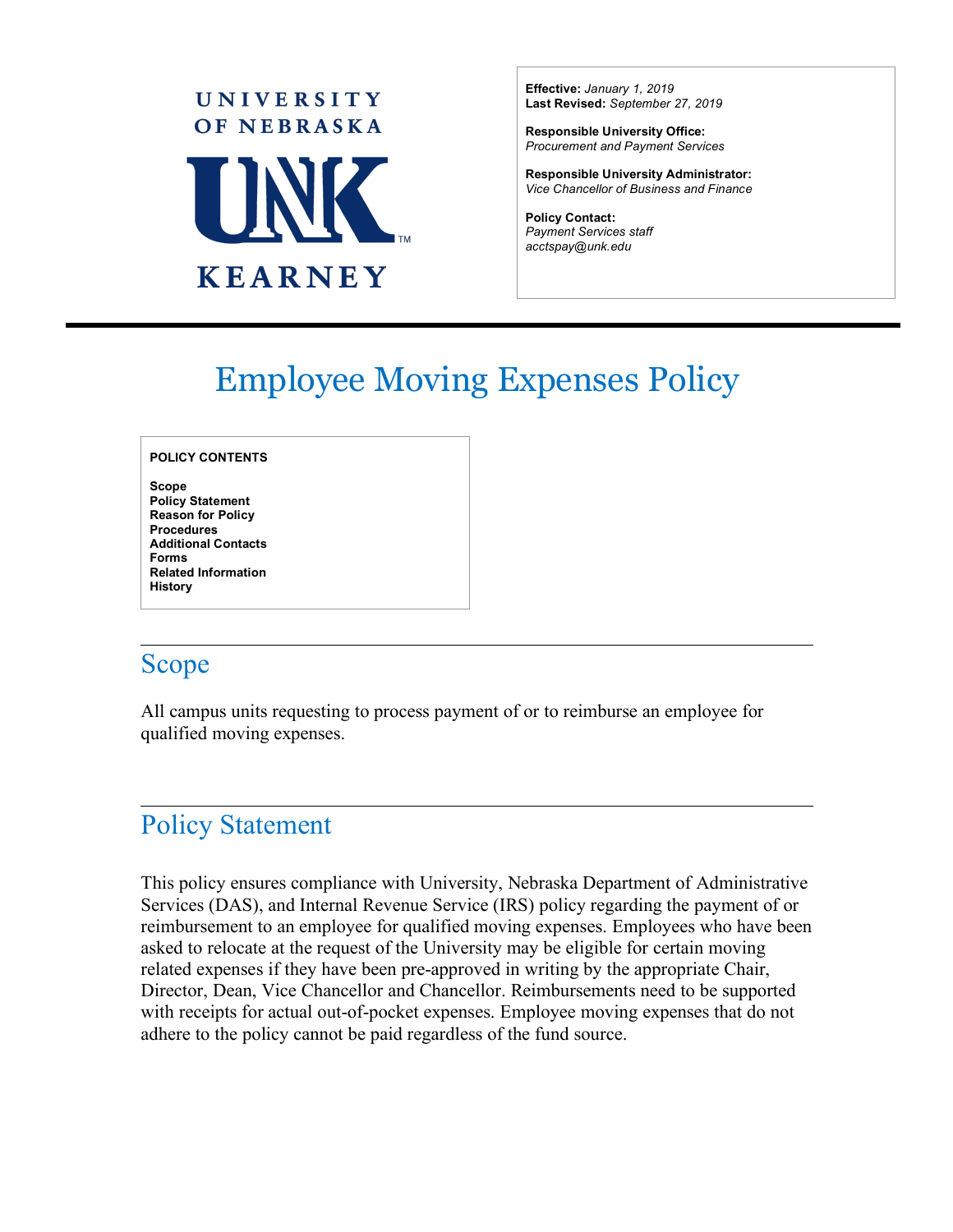UNIVERSITY OF NEBRASKA

UNK

KEARNEY

**Effective:** *January 1, 2019*
**Last Revised:** *September 27, 2019*

**Responsible University Office:**
*Procurement and Payment Services*

**Responsible University Administrator:**
*Vice Chancellor of Business and Finance*

**Policy Contact:**
*Payment Services staff*
*acctspay@unk.edu*

# Employee Moving Expenses Policy

**POLICY CONTENTS**

**Scope**
**Policy Statement**
**Reason for Policy**
**Procedures**
**Additional Contacts**
**Forms**
**Related Information**
**History**

## Scope

All campus units requesting to process payment of or to reimburse an employee for qualified moving expenses.

## Policy Statement

This policy ensures compliance with University, Nebraska Department of Administrative Services (DAS), and Internal Revenue Service (IRS) policy regarding the payment of or reimbursement to an employee for qualified moving expenses. Employees who have been asked to relocate at the request of the University may be eligible for certain moving related expenses if they have been pre-approved in writing by the appropriate Chair, Director, Dean, Vice Chancellor and Chancellor. Reimbursements need to be supported with receipts for actual out-of-pocket expenses. Employee moving expenses that do not adhere to the policy cannot be paid regardless of the fund source.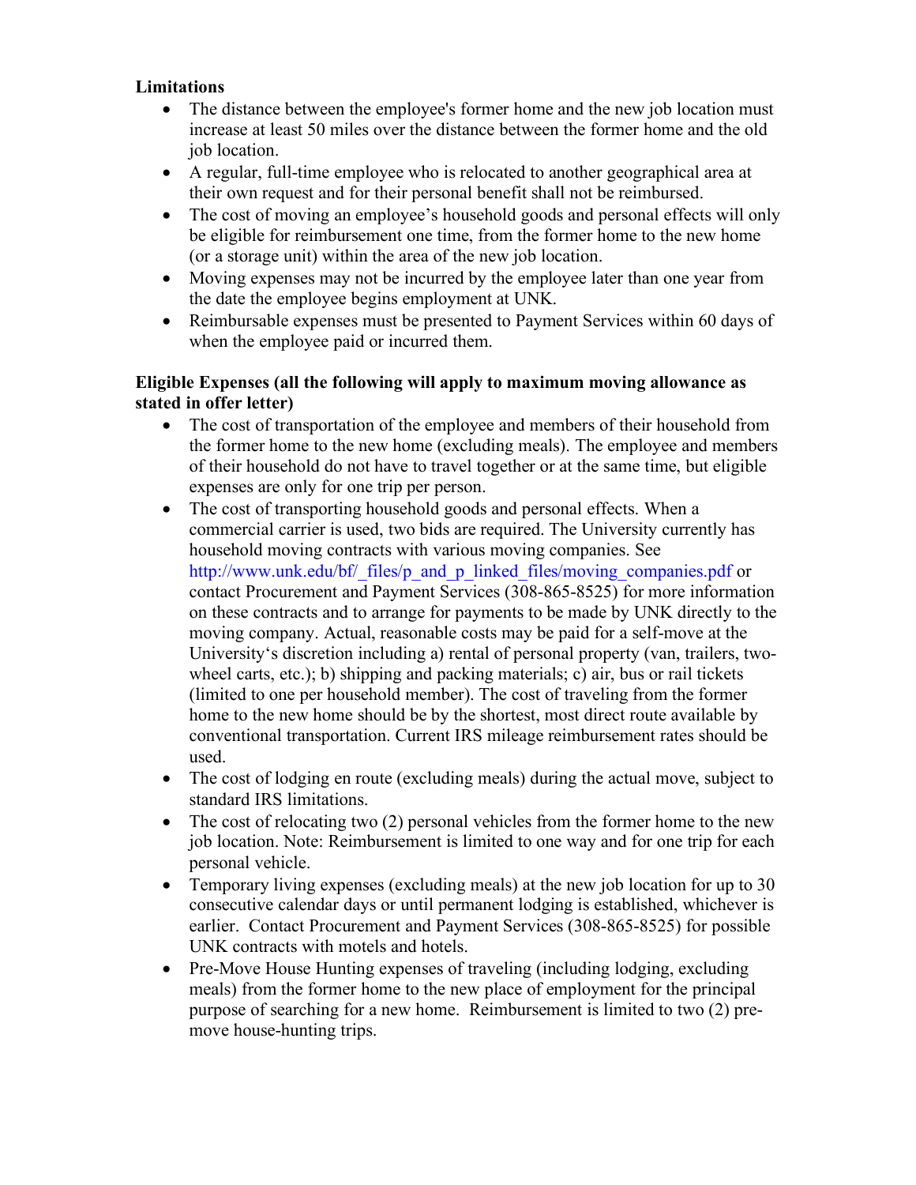**Limitations**

- The distance between the employee's former home and the new job location must increase at least 50 miles over the distance between the former home and the old job location.
- A regular, full-time employee who is relocated to another geographical area at their own request and for their personal benefit shall not be reimbursed.
- The cost of moving an employee's household goods and personal effects will only be eligible for reimbursement one time, from the former home to the new home (or a storage unit) within the area of the new job location.
- Moving expenses may not be incurred by the employee later than one year from the date the employee begins employment at UNK.
- Reimbursable expenses must be presented to Payment Services within 60 days of when the employee paid or incurred them.

**Eligible Expenses (all the following will apply to maximum moving allowance as stated in offer letter)**

- The cost of transportation of the employee and members of their household from the former home to the new home (excluding meals). The employee and members of their household do not have to travel together or at the same time, but eligible expenses are only for one trip per person.
- The cost of transporting household goods and personal effects. When a commercial carrier is used, two bids are required. The University currently has household moving contracts with various moving companies. See http://www.unk.edu/bf/_files/p_and_p_linked_files/moving_companies.pdf or contact Procurement and Payment Services (308-865-8525) for more information on these contracts and to arrange for payments to be made by UNK directly to the moving company. Actual, reasonable costs may be paid for a self-move at the University's discretion including a) rental of personal property (van, trailers, two-wheel carts, etc.); b) shipping and packing materials; c) air, bus or rail tickets (limited to one per household member). The cost of traveling from the former home to the new home should be by the shortest, most direct route available by conventional transportation. Current IRS mileage reimbursement rates should be used.
- The cost of lodging en route (excluding meals) during the actual move, subject to standard IRS limitations.
- The cost of relocating two (2) personal vehicles from the former home to the new job location. Note: Reimbursement is limited to one way and for one trip for each personal vehicle.
- Temporary living expenses (excluding meals) at the new job location for up to 30 consecutive calendar days or until permanent lodging is established, whichever is earlier. Contact Procurement and Payment Services (308-865-8525) for possible UNK contracts with motels and hotels.
- Pre-Move House Hunting expenses of traveling (including lodging, excluding meals) from the former home to the new place of employment for the principal purpose of searching for a new home. Reimbursement is limited to two (2) pre-move house-hunting trips.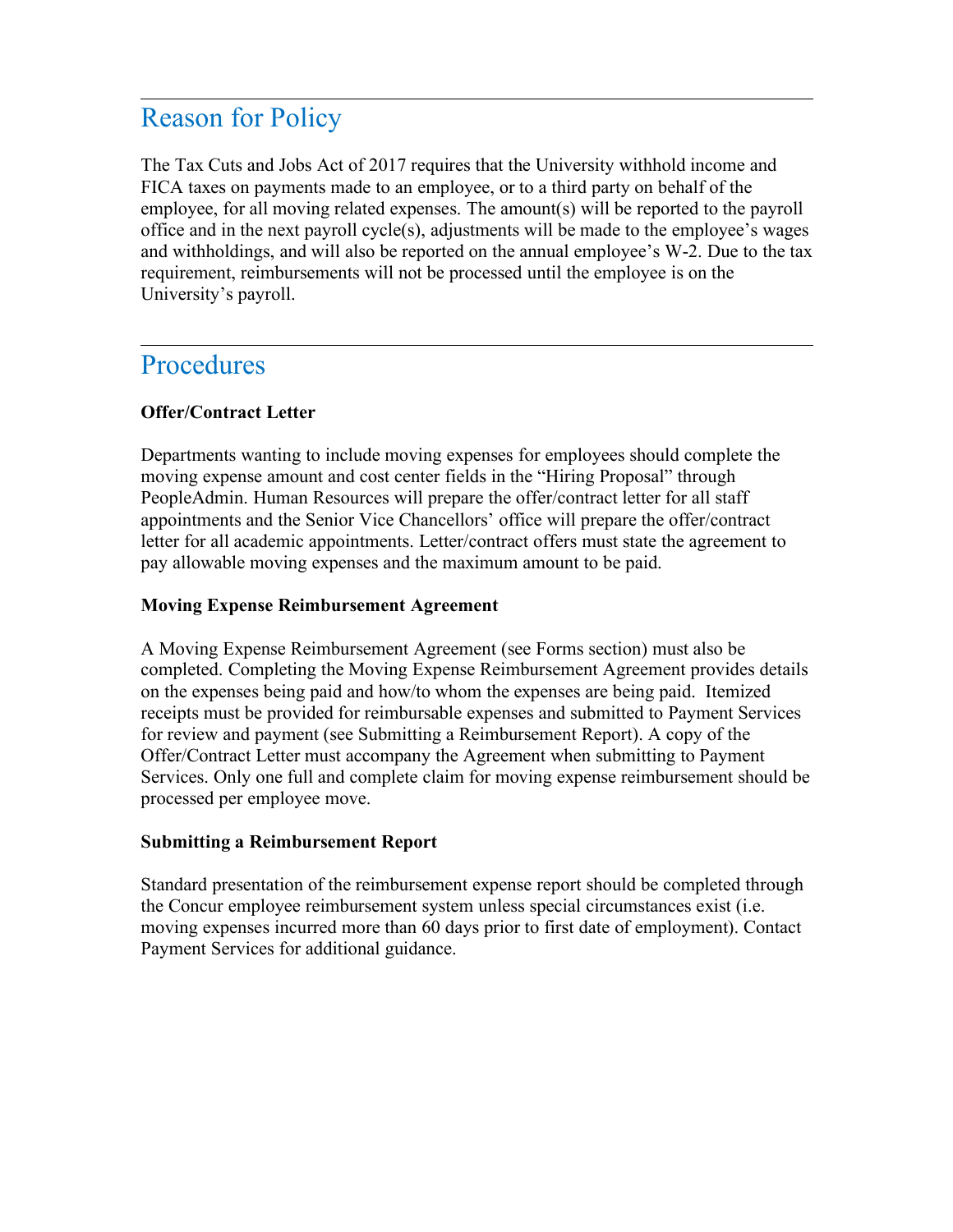## Reason for Policy

The Tax Cuts and Jobs Act of 2017 requires that the University withhold income and FICA taxes on payments made to an employee, or to a third party on behalf of the employee, for all moving related expenses. The amount(s) will be reported to the payroll office and in the next payroll cycle(s), adjustments will be made to the employee's wages and withholdings, and will also be reported on the annual employee's W-2. Due to the tax requirement, reimbursements will not be processed until the employee is on the University's payroll.

## Procedures

**Offer/Contract Letter**

Departments wanting to include moving expenses for employees should complete the moving expense amount and cost center fields in the "Hiring Proposal" through PeopleAdmin. Human Resources will prepare the offer/contract letter for all staff appointments and the Senior Vice Chancellors' office will prepare the offer/contract letter for all academic appointments. Letter/contract offers must state the agreement to pay allowable moving expenses and the maximum amount to be paid.

**Moving Expense Reimbursement Agreement**

A Moving Expense Reimbursement Agreement (see Forms section) must also be completed. Completing the Moving Expense Reimbursement Agreement provides details on the expenses being paid and how/to whom the expenses are being paid. Itemized receipts must be provided for reimbursable expenses and submitted to Payment Services for review and payment (see Submitting a Reimbursement Report). A copy of the Offer/Contract Letter must accompany the Agreement when submitting to Payment Services. Only one full and complete claim for moving expense reimbursement should be processed per employee move.

**Submitting a Reimbursement Report**

Standard presentation of the reimbursement expense report should be completed through the Concur employee reimbursement system unless special circumstances exist (i.e. moving expenses incurred more than 60 days prior to first date of employment). Contact Payment Services for additional guidance.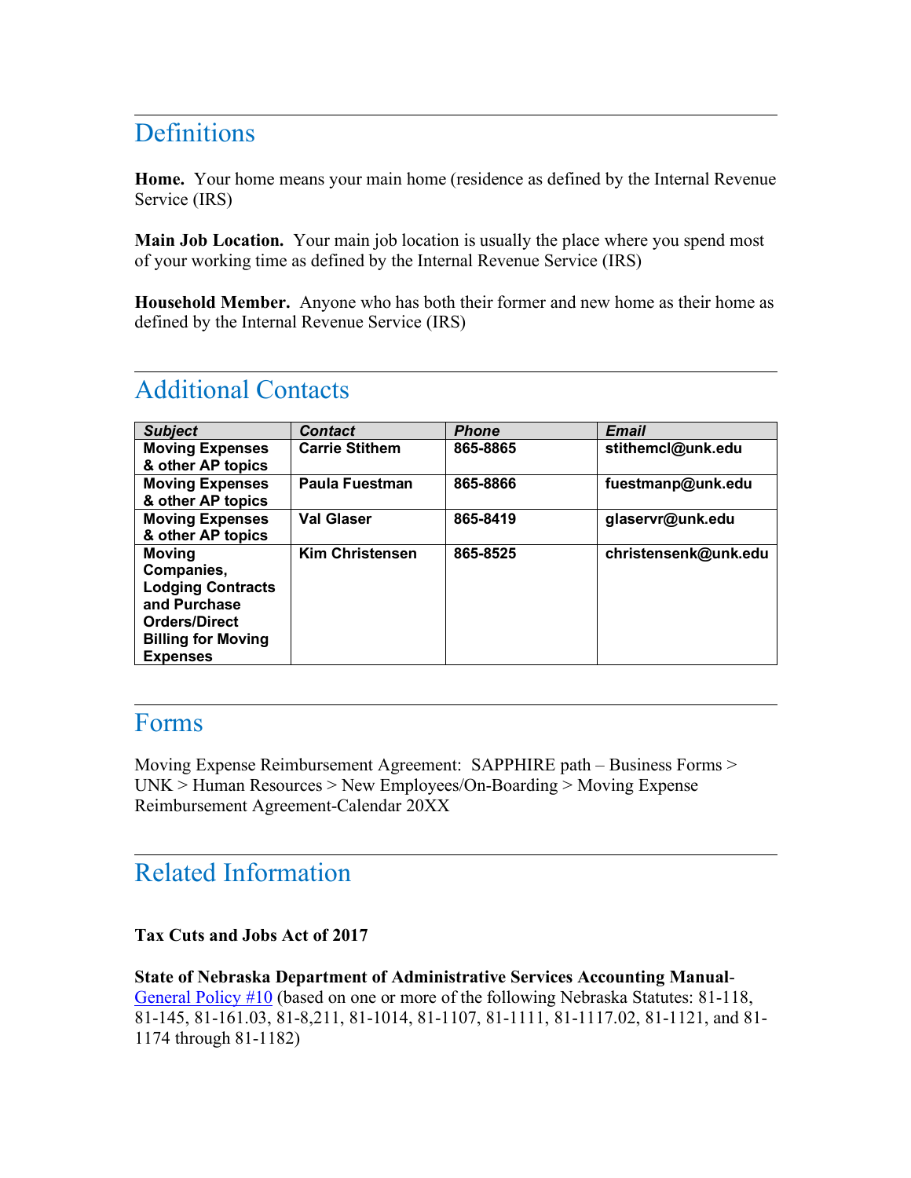## Definitions

**Home.** Your home means your main home (residence as defined by the Internal Revenue Service (IRS)

**Main Job Location.** Your main job location is usually the place where you spend most of your working time as defined by the Internal Revenue Service (IRS)

**Household Member.** Anyone who has both their former and new home as their home as defined by the Internal Revenue Service (IRS)

## Additional Contacts

| Subject | Contact | Phone | Email |
|---|---|---|---|
| **Moving Expenses & other AP topics** | **Carrie Stithem** | **865-8865** | **stithemcl@unk.edu** |
| **Moving Expenses & other AP topics** | **Paula Fuestman** | **865-8866** | **fuestmanp@unk.edu** |
| **Moving Expenses & other AP topics** | **Val Glaser** | **865-8419** | **glaservr@unk.edu** |
| **Moving Companies, Lodging Contracts and Purchase Orders/Direct Billing for Moving Expenses** | **Kim Christensen** | **865-8525** | **christensenk@unk.edu** |

## Forms

Moving Expense Reimbursement Agreement: SAPPHIRE path – Business Forms > UNK > Human Resources > New Employees/On-Boarding > Moving Expense Reimbursement Agreement-Calendar 20XX

## Related Information

**Tax Cuts and Jobs Act of 2017**

**State of Nebraska Department of Administrative Services Accounting Manual-** General Policy #10 (based on one or more of the following Nebraska Statutes: 81-118, 81-145, 81-161.03, 81-8,211, 81-1014, 81-1107, 81-1111, 81-1117.02, 81-1121, and 81-1174 through 81-1182)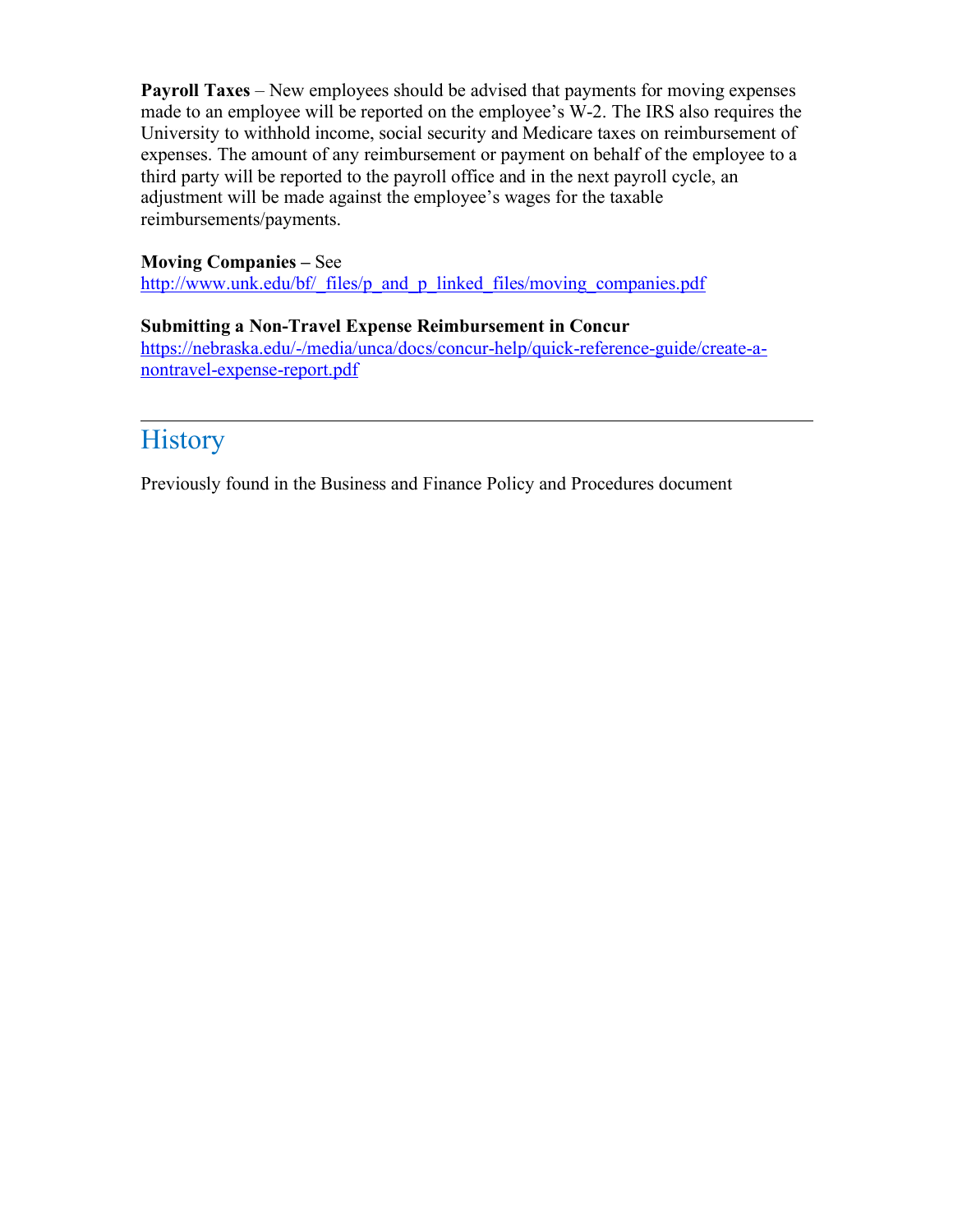**Payroll Taxes** – New employees should be advised that payments for moving expenses made to an employee will be reported on the employee's W-2. The IRS also requires the University to withhold income, social security and Medicare taxes on reimbursement of expenses. The amount of any reimbursement or payment on behalf of the employee to a third party will be reported to the payroll office and in the next payroll cycle, an adjustment will be made against the employee's wages for the taxable reimbursements/payments.

**Moving Companies –** See
[http://www.unk.edu/bf/_files/p_and_p_linked_files/moving_companies.pdf](http://www.unk.edu/bf/_files/p_and_p_linked_files/moving_companies.pdf)

**Submitting a Non-Travel Expense Reimbursement in Concur**
[https://nebraska.edu/-/media/unca/docs/concur-help/quick-reference-guide/create-a-nontravel-expense-report.pdf](https://nebraska.edu/-/media/unca/docs/concur-help/quick-reference-guide/create-a-nontravel-expense-report.pdf)

---

## History

Previously found in the Business and Finance Policy and Procedures document